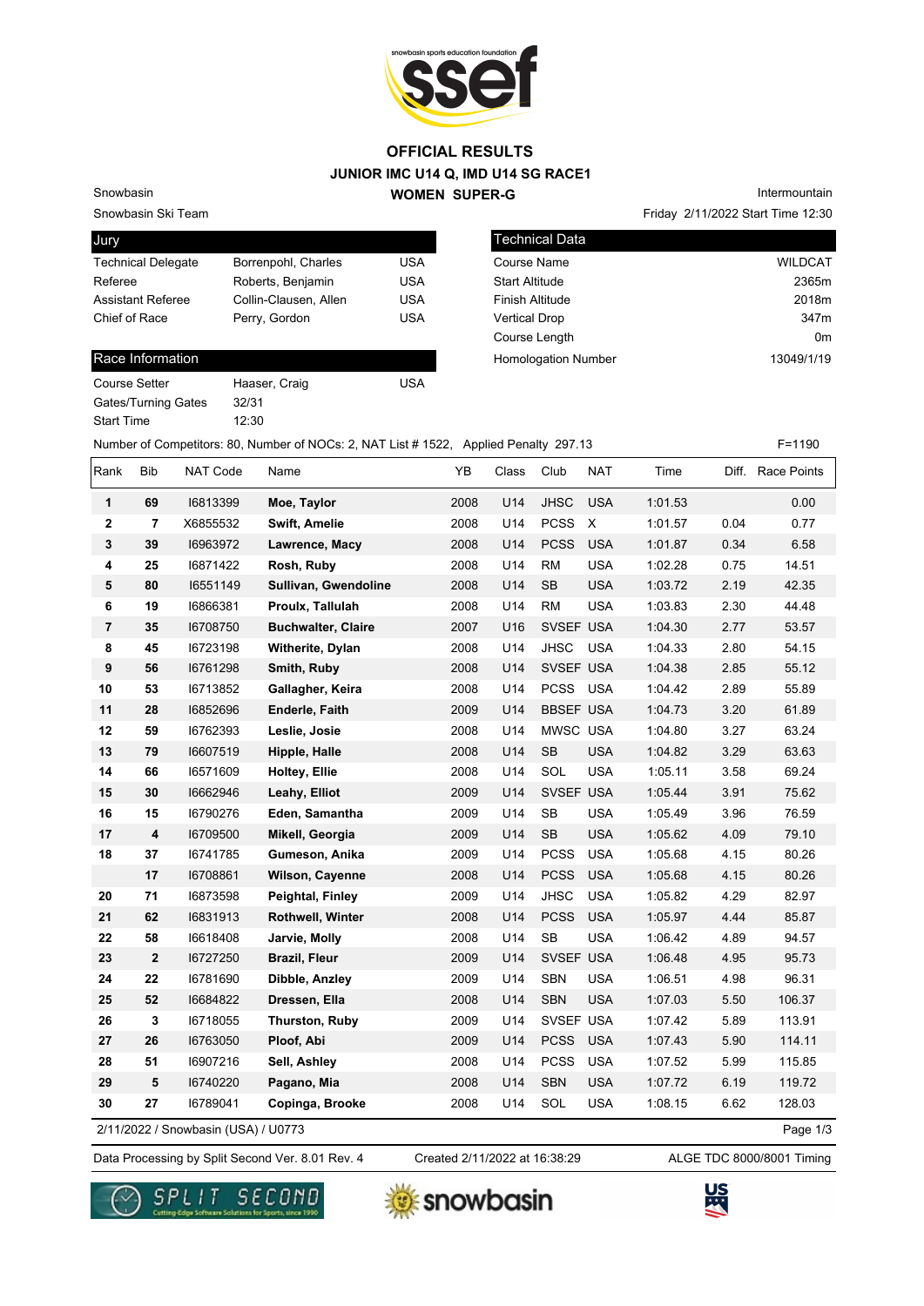# OFFICIAL RESULTS

## JUNIOR IMC U14 Q, IMD U14 SG RACE1

## WOMEN SUPER-G

Snowbasin
Snowbasin Ski Team

Intermountain
Friday 2/11/2022 Start Time 12:30

| Jury | | |
|---|---|---|
| Technical Delegate | Borrenpohl, Charles | USA |
| Referee | Roberts, Benjamin | USA |
| Assistant Referee | Collin-Clausen, Allen | USA |
| Chief of Race | Perry, Gordon | USA |

| Technical Data | |
|---|---|
| Course Name | WILDCAT |
| Start Altitude | 2365m |
| Finish Altitude | 2018m |
| Vertical Drop | 347m |
| Course Length | 0m |
| Homologation Number | 13049/1/19 |

| Race Information | | |
|---|---|---|
| Course Setter | Haaser, Craig | USA |
| Gates/Turning Gates | 32/31 | |
| Start Time | 12:30 | |

Number of Competitors: 80, Number of NOCs: 2, NAT List # 1522, Applied Penalty 297.13 F=1190

| Rank | Bib | NAT Code | Name | YB | Class | Club | NAT | Time | Diff. | Race Points |
|---|---|---|---|---|---|---|---|---|---|---|
| 1 | 69 | I6813399 | Moe, Taylor | 2008 | U14 | JHSC | USA | 1:01.53 | | 0.00 |
| 2 | 7 | X6855532 | Swift, Amelie | 2008 | U14 | PCSS | X | 1:01.57 | 0.04 | 0.77 |
| 3 | 39 | I6963972 | Lawrence, Macy | 2008 | U14 | PCSS | USA | 1:01.87 | 0.34 | 6.58 |
| 4 | 25 | I6871422 | Rosh, Ruby | 2008 | U14 | RM | USA | 1:02.28 | 0.75 | 14.51 |
| 5 | 80 | I6551149 | Sullivan, Gwendoline | 2008 | U14 | SB | USA | 1:03.72 | 2.19 | 42.35 |
| 6 | 19 | I6866381 | Proulx, Tallulah | 2008 | U14 | RM | USA | 1:03.83 | 2.30 | 44.48 |
| 7 | 35 | I6708750 | Buchwalter, Claire | 2007 | U16 | SVSEF | USA | 1:04.30 | 2.77 | 53.57 |
| 8 | 45 | I6723198 | Witherite, Dylan | 2008 | U14 | JHSC | USA | 1:04.33 | 2.80 | 54.15 |
| 9 | 56 | I6761298 | Smith, Ruby | 2008 | U14 | SVSEF | USA | 1:04.38 | 2.85 | 55.12 |
| 10 | 53 | I6713852 | Gallagher, Keira | 2008 | U14 | PCSS | USA | 1:04.42 | 2.89 | 55.89 |
| 11 | 28 | I6852696 | Enderle, Faith | 2009 | U14 | BBSEF | USA | 1:04.73 | 3.20 | 61.89 |
| 12 | 59 | I6762393 | Leslie, Josie | 2008 | U14 | MWSC | USA | 1:04.80 | 3.27 | 63.24 |
| 13 | 79 | I6607519 | Hipple, Halle | 2008 | U14 | SB | USA | 1:04.82 | 3.29 | 63.63 |
| 14 | 66 | I6571609 | Holtey, Ellie | 2008 | U14 | SOL | USA | 1:05.11 | 3.58 | 69.24 |
| 15 | 30 | I6662946 | Leahy, Elliot | 2009 | U14 | SVSEF | USA | 1:05.44 | 3.91 | 75.62 |
| 16 | 15 | I6790276 | Eden, Samantha | 2009 | U14 | SB | USA | 1:05.49 | 3.96 | 76.59 |
| 17 | 4 | I6709500 | Mikell, Georgia | 2009 | U14 | SB | USA | 1:05.62 | 4.09 | 79.10 |
| 18 | 37 | I6741785 | Gumeson, Anika | 2009 | U14 | PCSS | USA | 1:05.68 | 4.15 | 80.26 |
| | 17 | I6708861 | Wilson, Cayenne | 2008 | U14 | PCSS | USA | 1:05.68 | 4.15 | 80.26 |
| 20 | 71 | I6873598 | Peightal, Finley | 2009 | U14 | JHSC | USA | 1:05.82 | 4.29 | 82.97 |
| 21 | 62 | I6831913 | Rothwell, Winter | 2008 | U14 | PCSS | USA | 1:05.97 | 4.44 | 85.87 |
| 22 | 58 | I6618408 | Jarvie, Molly | 2008 | U14 | SB | USA | 1:06.42 | 4.89 | 94.57 |
| 23 | 2 | I6727250 | Brazil, Fleur | 2009 | U14 | SVSEF | USA | 1:06.48 | 4.95 | 95.73 |
| 24 | 22 | I6781690 | Dibble, Anzley | 2009 | U14 | SBN | USA | 1:06.51 | 4.98 | 96.31 |
| 25 | 52 | I6684822 | Dressen, Ella | 2008 | U14 | SBN | USA | 1:07.03 | 5.50 | 106.37 |
| 26 | 3 | I6718055 | Thurston, Ruby | 2009 | U14 | SVSEF | USA | 1:07.42 | 5.89 | 113.91 |
| 27 | 26 | I6763050 | Ploof, Abi | 2009 | U14 | PCSS | USA | 1:07.43 | 5.90 | 114.11 |
| 28 | 51 | I6907216 | Sell, Ashley | 2008 | U14 | PCSS | USA | 1:07.52 | 5.99 | 115.85 |
| 29 | 5 | I6740220 | Pagano, Mia | 2008 | U14 | SBN | USA | 1:07.72 | 6.19 | 119.72 |
| 30 | 27 | I6789041 | Copinga, Brooke | 2008 | U14 | SOL | USA | 1:08.15 | 6.62 | 128.03 |

2/11/2022 / Snowbasin (USA) / U0773

Data Processing by Split Second Ver. 8.01 Rev. 4 Created 2/11/2022 at 16:38:29 ALGE TDC 8000/8001 Timing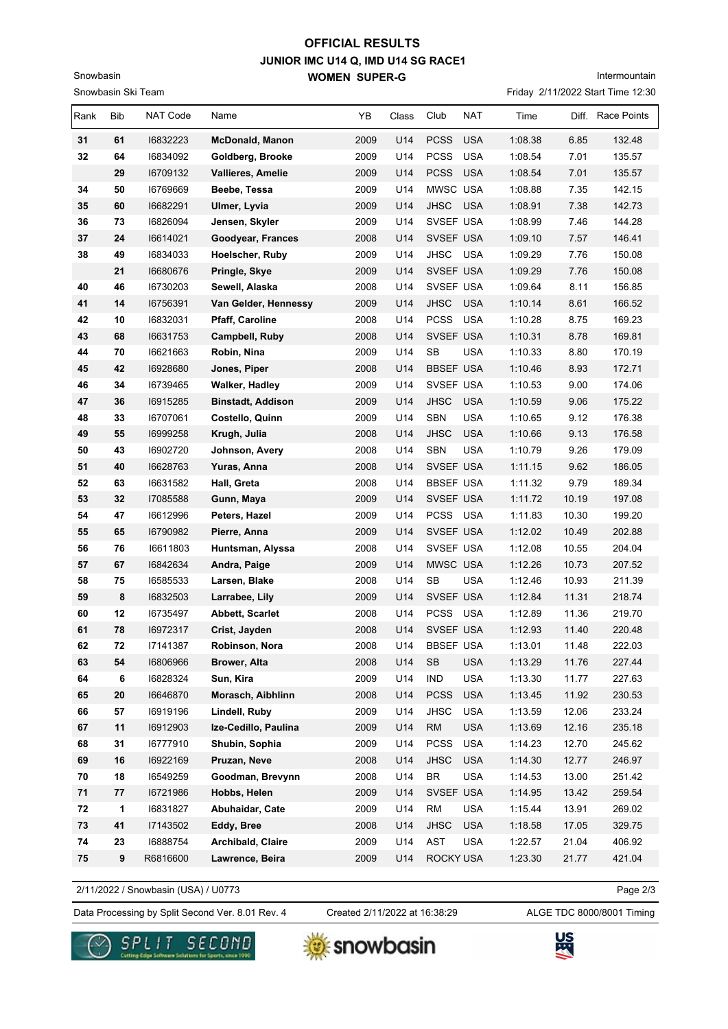# OFFICIAL RESULTS
## JUNIOR IMC U14 Q, IMD U14 SG RACE1
## WOMEN SUPER-G

Snowbasin
Snowbasin Ski Team

Intermountain
Friday 2/11/2022 Start Time 12:30

| Rank | Bib | NAT Code | Name | YB | Class | Club | NAT | Time | Diff. | Race Points |
|---|---|---|---|---|---|---|---|---|---|---|
| 31 | 61 | I6832223 | **McDonald, Manon** | 2009 | U14 | PCSS | USA | 1:08.38 | 6.85 | 132.48 |
| 32 | 64 | I6834092 | **Goldberg, Brooke** | 2009 | U14 | PCSS | USA | 1:08.54 | 7.01 | 135.57 |
| | 29 | I6709132 | **Vallieres, Amelie** | 2009 | U14 | PCSS | USA | 1:08.54 | 7.01 | 135.57 |
| 34 | 50 | I6769669 | **Beebe, Tessa** | 2009 | U14 | MWSC | USA | 1:08.88 | 7.35 | 142.15 |
| 35 | 60 | I6682291 | **Ulmer, Lyvia** | 2009 | U14 | JHSC | USA | 1:08.91 | 7.38 | 142.73 |
| 36 | 73 | I6826094 | **Jensen, Skyler** | 2009 | U14 | SVSEF | USA | 1:08.99 | 7.46 | 144.28 |
| 37 | 24 | I6614021 | **Goodyear, Frances** | 2008 | U14 | SVSEF | USA | 1:09.10 | 7.57 | 146.41 |
| 38 | 49 | I6834033 | **Hoelscher, Ruby** | 2009 | U14 | JHSC | USA | 1:09.29 | 7.76 | 150.08 |
| | 21 | I6680676 | **Pringle, Skye** | 2009 | U14 | SVSEF | USA | 1:09.29 | 7.76 | 150.08 |
| 40 | 46 | I6730203 | **Sewell, Alaska** | 2008 | U14 | SVSEF | USA | 1:09.64 | 8.11 | 156.85 |
| 41 | 14 | I6756391 | **Van Gelder, Hennessy** | 2009 | U14 | JHSC | USA | 1:10.14 | 8.61 | 166.52 |
| 42 | 10 | I6832031 | **Pfaff, Caroline** | 2008 | U14 | PCSS | USA | 1:10.28 | 8.75 | 169.23 |
| 43 | 68 | I6631753 | **Campbell, Ruby** | 2008 | U14 | SVSEF | USA | 1:10.31 | 8.78 | 169.81 |
| 44 | 70 | I6621663 | **Robin, Nina** | 2009 | U14 | SB | USA | 1:10.33 | 8.80 | 170.19 |
| 45 | 42 | I6928680 | **Jones, Piper** | 2008 | U14 | BBSEF | USA | 1:10.46 | 8.93 | 172.71 |
| 46 | 34 | I6739465 | **Walker, Hadley** | 2009 | U14 | SVSEF | USA | 1:10.53 | 9.00 | 174.06 |
| 47 | 36 | I6915285 | **Binstadt, Addison** | 2009 | U14 | JHSC | USA | 1:10.59 | 9.06 | 175.22 |
| 48 | 33 | I6707061 | **Costello, Quinn** | 2009 | U14 | SBN | USA | 1:10.65 | 9.12 | 176.38 |
| 49 | 55 | I6999258 | **Krugh, Julia** | 2008 | U14 | JHSC | USA | 1:10.66 | 9.13 | 176.58 |
| 50 | 43 | I6902720 | **Johnson, Avery** | 2008 | U14 | SBN | USA | 1:10.79 | 9.26 | 179.09 |
| 51 | 40 | I6628763 | **Yuras, Anna** | 2008 | U14 | SVSEF | USA | 1:11.15 | 9.62 | 186.05 |
| 52 | 63 | I6631582 | **Hall, Greta** | 2008 | U14 | BBSEF | USA | 1:11.32 | 9.79 | 189.34 |
| 53 | 32 | I7085588 | **Gunn, Maya** | 2009 | U14 | SVSEF | USA | 1:11.72 | 10.19 | 197.08 |
| 54 | 47 | I6612996 | **Peters, Hazel** | 2009 | U14 | PCSS | USA | 1:11.83 | 10.30 | 199.20 |
| 55 | 65 | I6790982 | **Pierre, Anna** | 2009 | U14 | SVSEF | USA | 1:12.02 | 10.49 | 202.88 |
| 56 | 76 | I6611803 | **Huntsman, Alyssa** | 2008 | U14 | SVSEF | USA | 1:12.08 | 10.55 | 204.04 |
| 57 | 67 | I6842634 | **Andra, Paige** | 2009 | U14 | MWSC | USA | 1:12.26 | 10.73 | 207.52 |
| 58 | 75 | I6585533 | **Larsen, Blake** | 2008 | U14 | SB | USA | 1:12.46 | 10.93 | 211.39 |
| 59 | 8 | I6832503 | **Larrabee, Lily** | 2009 | U14 | SVSEF | USA | 1:12.84 | 11.31 | 218.74 |
| 60 | 12 | I6735497 | **Abbett, Scarlet** | 2008 | U14 | PCSS | USA | 1:12.89 | 11.36 | 219.70 |
| 61 | 78 | I6972317 | **Crist, Jayden** | 2008 | U14 | SVSEF | USA | 1:12.93 | 11.40 | 220.48 |
| 62 | 72 | I7141387 | **Robinson, Nora** | 2008 | U14 | BBSEF | USA | 1:13.01 | 11.48 | 222.03 |
| 63 | 54 | I6806966 | **Brower, Alta** | 2008 | U14 | SB | USA | 1:13.29 | 11.76 | 227.44 |
| 64 | 6 | I6828324 | **Sun, Kira** | 2009 | U14 | IND | USA | 1:13.30 | 11.77 | 227.63 |
| 65 | 20 | I6646870 | **Morasch, Aibhlinn** | 2008 | U14 | PCSS | USA | 1:13.45 | 11.92 | 230.53 |
| 66 | 57 | I6919196 | **Lindell, Ruby** | 2009 | U14 | JHSC | USA | 1:13.59 | 12.06 | 233.24 |
| 67 | 11 | I6912903 | **Ize-Cedillo, Paulina** | 2009 | U14 | RM | USA | 1:13.69 | 12.16 | 235.18 |
| 68 | 31 | I6777910 | **Shubin, Sophia** | 2009 | U14 | PCSS | USA | 1:14.23 | 12.70 | 245.62 |
| 69 | 16 | I6922169 | **Pruzan, Neve** | 2008 | U14 | JHSC | USA | 1:14.30 | 12.77 | 246.97 |
| 70 | 18 | I6549259 | **Goodman, Brevynn** | 2008 | U14 | BR | USA | 1:14.53 | 13.00 | 251.42 |
| 71 | 77 | I6721986 | **Hobbs, Helen** | 2009 | U14 | SVSEF | USA | 1:14.95 | 13.42 | 259.54 |
| 72 | 1 | I6831827 | **Abuhaidar, Cate** | 2009 | U14 | RM | USA | 1:15.44 | 13.91 | 269.02 |
| 73 | 41 | I7143502 | **Eddy, Bree** | 2008 | U14 | JHSC | USA | 1:18.58 | 17.05 | 329.75 |
| 74 | 23 | I6888754 | **Archibald, Claire** | 2009 | U14 | AST | USA | 1:22.57 | 21.04 | 406.92 |
| 75 | 9 | R6816600 | **Lawrence, Beira** | 2009 | U14 | ROCKY | USA | 1:23.30 | 21.77 | 421.04 |

2/11/2022 / Snowbasin (USA) / U0773

Data Processing by Split Second Ver. 8.01 Rev. 4 | Created 2/11/2022 at 16:38:29 | ALGE TDC 8000/8001 Timing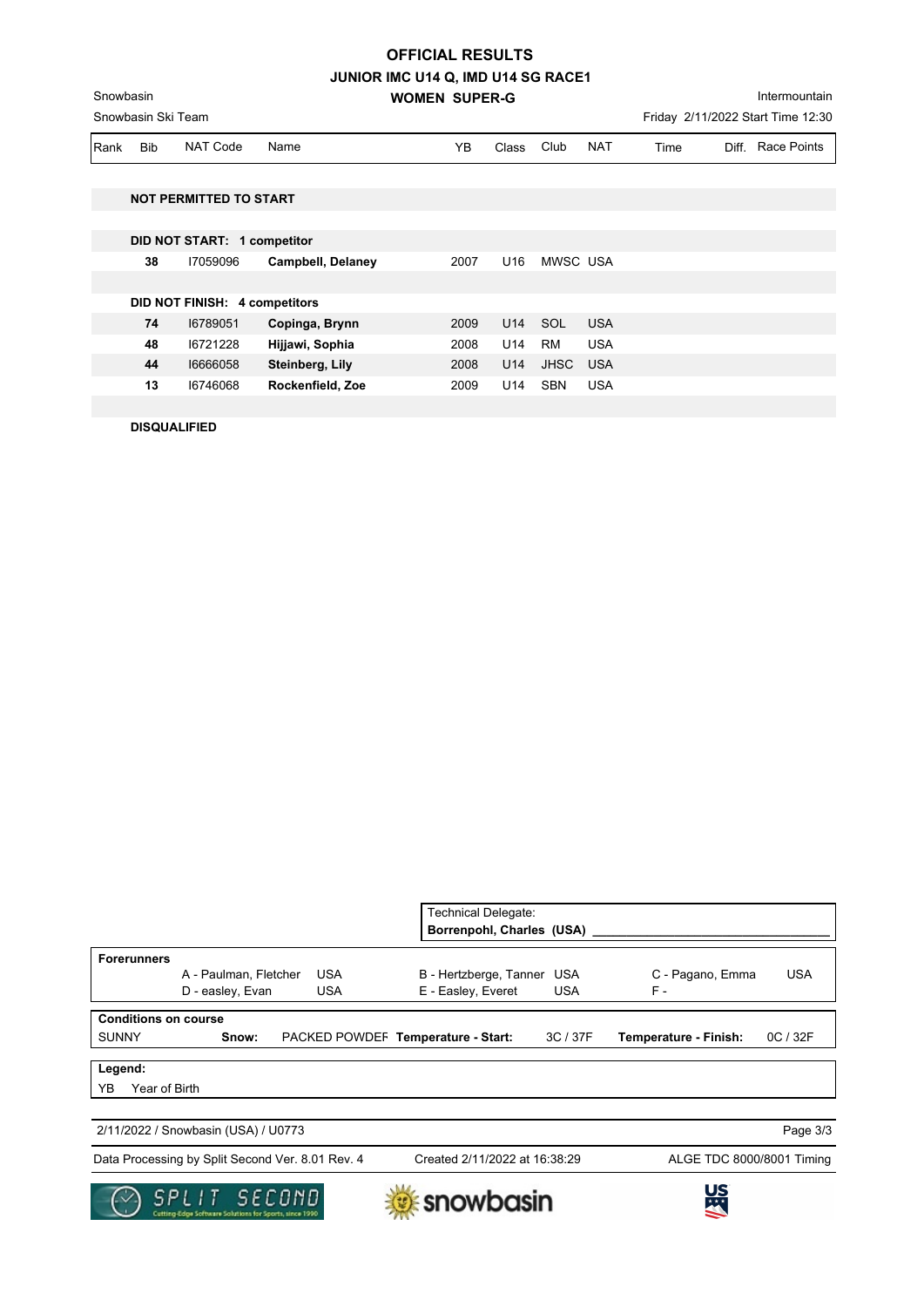# OFFICIAL RESULTS

## JUNIOR IMC U14 Q, IMD U14 SG RACE1

### WOMEN SUPER-G

Snowbasin
Snowbasin Ski Team

Intermountain
Friday 2/11/2022 Start Time 12:30

| Rank | Bib | NAT Code | Name | YB | Class | Club | NAT | Time | Diff. | Race Points |
|---|---|---|---|---|---|---|---|---|---|---|
| | **NOT PERMITTED TO START** | | | | | | | | | |
| | **DID NOT START: 1 competitor** | | | | | | | | | |
| | **38** | I7059096 | **Campbell, Delaney** | 2007 | U16 | MWSC | USA | | | |
| | **DID NOT FINISH: 4 competitors** | | | | | | | | | |
| | **74** | I6789051 | **Copinga, Brynn** | 2009 | U14 | SOL | USA | | | |
| | **48** | I6721228 | **Hijjawi, Sophia** | 2008 | U14 | RM | USA | | | |
| | **44** | I6666058 | **Steinberg, Lily** | 2008 | U14 | JHSC | USA | | | |
| | **13** | I6746068 | **Rockenfield, Zoe** | 2009 | U14 | SBN | USA | | | |
| | **DISQUALIFIED** | | | | | | | | | |

Technical Delegate:
**Borrenpohl, Charles (USA)** ________________________________

**Forerunners**

| | | | | | |
|---|---|---|---|---|---|
| A - Paulman, Fletcher | USA | B - Hertzberge, Tanner | USA | C - Pagano, Emma | USA |
| D - easley, Evan | USA | E - Easley, Everet | USA | F - | |

**Conditions on course**

| | | | | | | |
|---|---|---|---|---|---|---|
| SUNNY | **Snow:** | PACKED POWDEF | **Temperature - Start:** | 3C / 37F | **Temperature - Finish:** | 0C / 32F |

**Legend:**
YB Year of Birth

2/11/2022 / Snowbasin (USA) / U0773

Data Processing by Split Second Ver. 8.01 Rev. 4 Created 2/11/2022 at 16:38:29 ALGE TDC 8000/8001 Timing